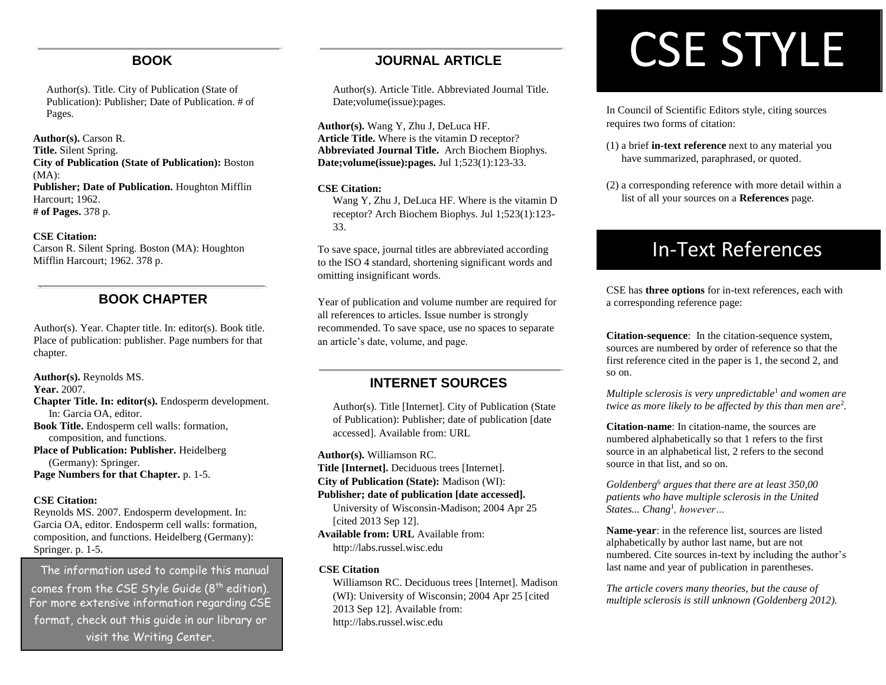# CSE STYLE

In Council of Scientific Editors style, citing sources requires two forms of citation:

(1) a brief **in-text reference** next to any material you have summarized, paraphrased, or quoted.

(2) a corresponding reference with more detail within a list of all your sources on a **References** page.

## In-Text References

CSE has **three options** for in-text references, each with a corresponding reference page:

**Citation-sequence**: In the citation-sequence system, sources are numbered by order of reference so that the first reference cited in the paper is 1, the second 2, and so on.

*Multiple sclerosis is very unpredictable*[1] *and women are twice as more likely to be affected by this than men are*[2].

**Citation-name**: In citation-name, the sources are numbered alphabetically so that 1 refers to the first source in an alphabetical list, 2 refers to the second source in that list, and so on.

*Goldenberg*[6] *argues that there are at least 350,00 patients who have multiple sclerosis in the United States... Chang*[1]*, however…*

**Name-year**: in the reference list, sources are listed alphabetically by author last name, but are not numbered. Cite sources in-text by including the author's last name and year of publication in parentheses.

*The article covers many theories, but the cause of multiple sclerosis is still unknown (Goldenberg 2012).*

## BOOK

Author(s). Title. City of Publication (State of Publication): Publisher; Date of Publication. # of Pages.

**Author(s).** Carson R.
**Title.** Silent Spring.
**City of Publication (State of Publication):** Boston (MA):
**Publisher; Date of Publication.** Houghton Mifflin Harcourt; 1962.
**# of Pages.** 378 p.

**CSE Citation:**
Carson R. Silent Spring. Boston (MA): Houghton Mifflin Harcourt; 1962. 378 p.

## BOOK CHAPTER

Author(s). Year. Chapter title. In: editor(s). Book title. Place of publication: publisher. Page numbers for that chapter.

**Author(s).** Reynolds MS.
**Year.** 2007.
**Chapter Title. In: editor(s).** Endosperm development. In: Garcia OA, editor.
**Book Title.** Endosperm cell walls: formation, composition, and functions.
**Place of Publication: Publisher.** Heidelberg (Germany): Springer.
**Page Numbers for that Chapter.** p. 1-5.

**CSE Citation:**
Reynolds MS. 2007. Endosperm development. In: Garcia OA, editor. Endosperm cell walls: formation, composition, and functions. Heidelberg (Germany): Springer. p. 1-5.

The information used to compile this manual comes from the CSE Style Guide (8th edition). For more extensive information regarding CSE format, check out this guide in our library or visit the Writing Center.

## JOURNAL ARTICLE

Author(s). Article Title. Abbreviated Journal Title. Date;volume(issue):pages.

**Author(s).** Wang Y, Zhu J, DeLuca HF.
**Article Title.** Where is the vitamin D receptor?
**Abbreviated Journal Title.** Arch Biochem Biophys.
**Date;volume(issue):pages.** Jul 1;523(1):123-33.

**CSE Citation:**
Wang Y, Zhu J, DeLuca HF. Where is the vitamin D receptor? Arch Biochem Biophys. Jul 1;523(1):123-33.

To save space, journal titles are abbreviated according to the ISO 4 standard, shortening significant words and omitting insignificant words.

Year of publication and volume number are required for all references to articles. Issue number is strongly recommended. To save space, use no spaces to separate an article's date, volume, and page.

## INTERNET SOURCES

Author(s). Title [Internet]. City of Publication (State of Publication): Publisher; date of publication [date accessed]. Available from: URL

**Author(s).** Williamson RC.
**Title [Internet].** Deciduous trees [Internet].
**City of Publication (State):** Madison (WI):
**Publisher; date of publication [date accessed].** University of Wisconsin-Madison; 2004 Apr 25 [cited 2013 Sep 12].
**Available from: URL** Available from: http://labs.russel.wisc.edu

**CSE Citation**
Williamson RC. Deciduous trees [Internet]. Madison (WI): University of Wisconsin; 2004 Apr 25 [cited 2013 Sep 12]. Available from: http://labs.russel.wisc.edu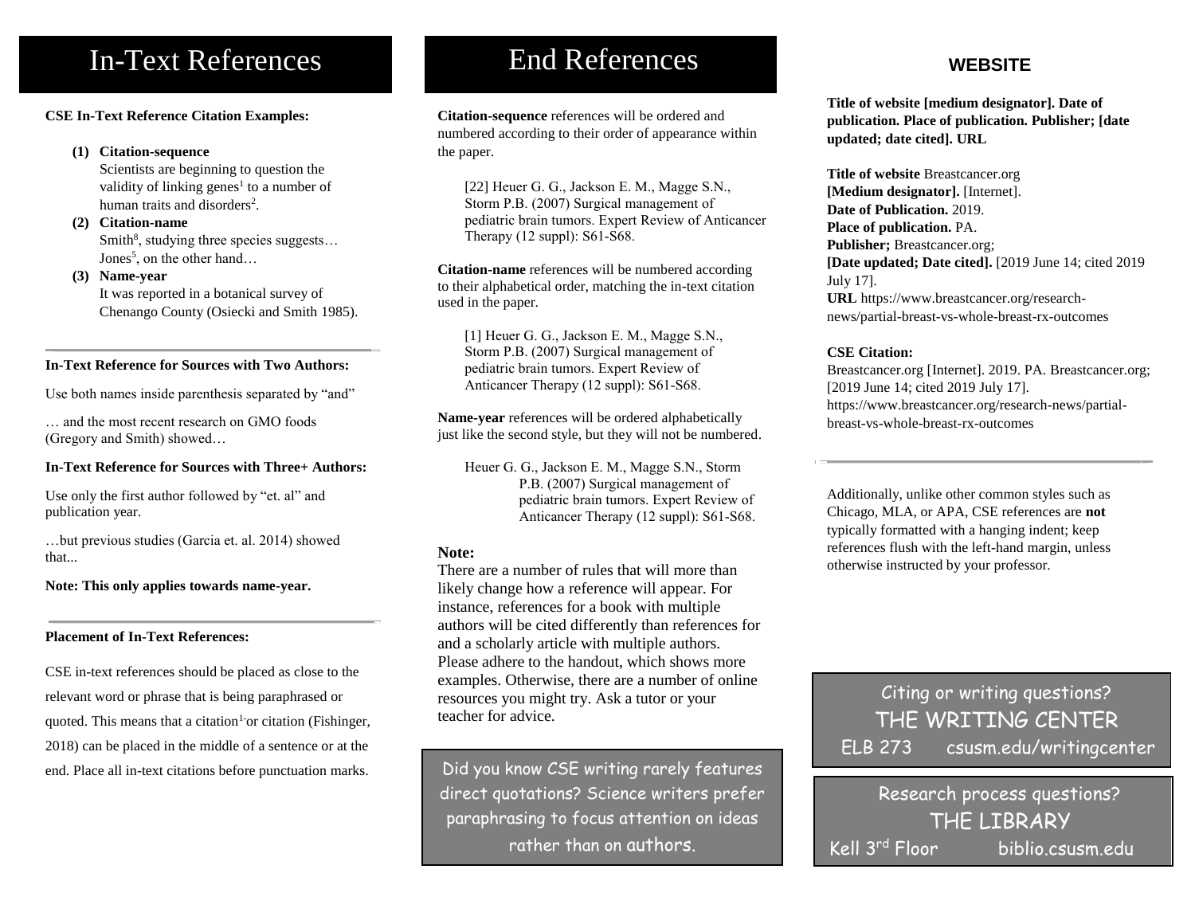# In-Text References

**CSE In-Text Reference Citation Examples:**

**(1) Citation-sequence**
Scientists are beginning to question the validity of linking genes[1] to a number of human traits and disorders[2].

**(2) Citation-name**
Smith[8], studying three species suggests… Jones[5], on the other hand…

**(3) Name-year**
It was reported in a botanical survey of Chenango County (Osiecki and Smith 1985).

**In-Text Reference for Sources with Two Authors:**

Use both names inside parenthesis separated by "and"

… and the most recent research on GMO foods (Gregory and Smith) showed…

**In-Text Reference for Sources with Three+ Authors:**

Use only the first author followed by "et. al" and publication year.

…but previous studies (Garcia et. al. 2014) showed that...

**Note: This only applies towards name-year.**

**Placement of In-Text References:**

CSE in-text references should be placed as close to the relevant word or phrase that is being paraphrased or quoted. This means that a citation[1] or citation (Fishinger, 2018) can be placed in the middle of a sentence or at the end. Place all in-text citations before punctuation marks.

# End References

**Citation-sequence** references will be ordered and numbered according to their order of appearance within the paper.

[22] Heuer G. G., Jackson E. M., Magge S.N., Storm P.B. (2007) Surgical management of pediatric brain tumors. Expert Review of Anticancer Therapy (12 suppl): S61-S68.

**Citation-name** references will be numbered according to their alphabetical order, matching the in-text citation used in the paper.

[1] Heuer G. G., Jackson E. M., Magge S.N., Storm P.B. (2007) Surgical management of pediatric brain tumors. Expert Review of Anticancer Therapy (12 suppl): S61-S68.

**Name-year** references will be ordered alphabetically just like the second style, but they will not be numbered.

Heuer G. G., Jackson E. M., Magge S.N., Storm P.B. (2007) Surgical management of pediatric brain tumors. Expert Review of Anticancer Therapy (12 suppl): S61-S68.

**Note:**
There are a number of rules that will more than likely change how a reference will appear. For instance, references for a book with multiple authors will be cited differently than references for and a scholarly article with multiple authors. Please adhere to the handout, which shows more examples. Otherwise, there are a number of online resources you might try. Ask a tutor or your teacher for advice.

Did you know CSE writing rarely features direct quotations? Science writers prefer paraphrasing to focus attention on ideas rather than on authors.

## WEBSITE

**Title of website [medium designator]. Date of publication. Place of publication. Publisher; [date updated; date cited]. URL**

**Title of website** Breastcancer.org
**[Medium designator].** [Internet].
**Date of Publication.** 2019.
**Place of publication.** PA.
**Publisher;** Breastcancer.org;
**[Date updated; Date cited].** [2019 June 14; cited 2019 July 17].
**URL** https://www.breastcancer.org/research-news/partial-breast-vs-whole-breast-rx-outcomes

**CSE Citation:**
Breastcancer.org [Internet]. 2019. PA. Breastcancer.org; [2019 June 14; cited 2019 July 17]. https://www.breastcancer.org/research-news/partial-breast-vs-whole-breast-rx-outcomes

Additionally, unlike other common styles such as Chicago, MLA, or APA, CSE references are **not** typically formatted with a hanging indent; keep references flush with the left-hand margin, unless otherwise instructed by your professor.

Citing or writing questions?
THE WRITING CENTER
ELB 273 csusm.edu/writingcenter

Research process questions?
THE LIBRARY
Kell 3rd Floor biblio.csusm.edu